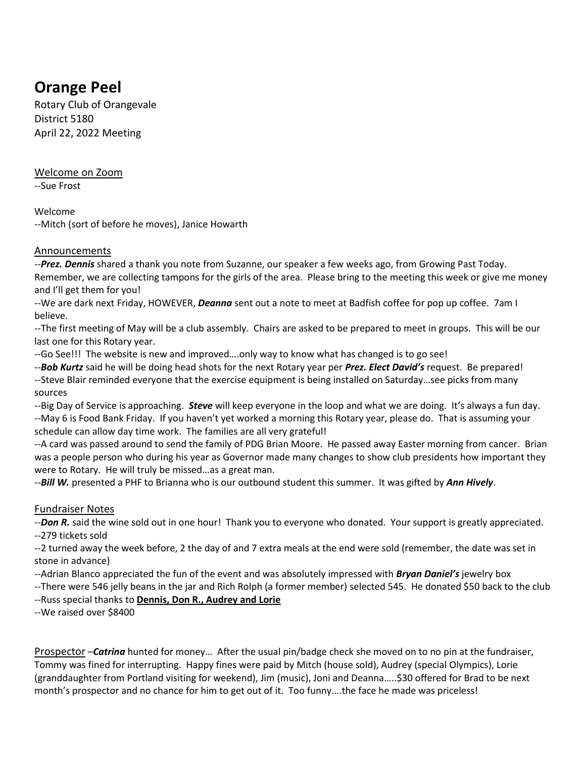# Orange Peel

Rotary Club of Orangevale
District 5180
April 22, 2022 Meeting

<u>Welcome on Zoom</u>
--Sue Frost

Welcome
--Mitch (sort of before he moves), Janice Howarth

## <u>Announcements</u>

--***Prez. Dennis*** shared a thank you note from Suzanne, our speaker a few weeks ago, from Growing Past Today. Remember, we are collecting tampons for the girls of the area. Please bring to the meeting this week or give me money and I'll get them for you!
--We are dark next Friday, HOWEVER, ***Deanna*** sent out a note to meet at Badfish coffee for pop up coffee. 7am I believe.
--The first meeting of May will be a club assembly. Chairs are asked to be prepared to meet in groups. This will be our last one for this Rotary year.
--Go See!!! The website is new and improved….only way to know what has changed is to go see!
--***Bob Kurtz*** said he will be doing head shots for the next Rotary year per ***Prez. Elect David's*** request. Be prepared!
--Steve Blair reminded everyone that the exercise equipment is being installed on Saturday…see picks from many sources
--Big Day of Service is approaching. ***Steve*** will keep everyone in the loop and what we are doing. It's always a fun day.
--May 6 is Food Bank Friday. If you haven't yet worked a morning this Rotary year, please do. That is assuming your schedule can allow day time work. The families are all very grateful!
--A card was passed around to send the family of PDG Brian Moore. He passed away Easter morning from cancer. Brian was a people person who during his year as Governor made many changes to show club presidents how important they were to Rotary. He will truly be missed…as a great man.
--***Bill W.*** presented a PHF to Brianna who is our outbound student this summer. It was gifted by ***Ann Hively***.

## <u>Fundraiser Notes</u>

--***Don R.*** said the wine sold out in one hour! Thank you to everyone who donated. Your support is greatly appreciated.
--279 tickets sold
--2 turned away the week before, 2 the day of and 7 extra meals at the end were sold (remember, the date was set in stone in advance)
--Adrian Blanco appreciated the fun of the event and was absolutely impressed with ***Bryan Daniel's*** jewelry box
--There were 546 jelly beans in the jar and Rich Rolph (a former member) selected 545. He donated $50 back to the club
--Russ special thanks to <u>**Dennis, Don R., Audrey and Lorie**</u>
--We raised over $8400

<u>Prospector</u> –***Catrina*** hunted for money… After the usual pin/badge check she moved on to no pin at the fundraiser, Tommy was fined for interrupting. Happy fines were paid by Mitch (house sold), Audrey (special Olympics), Lorie (granddaughter from Portland visiting for weekend), Jim (music), Joni and Deanna…..$30 offered for Brad to be next month's prospector and no chance for him to get out of it. Too funny….the face he made was priceless!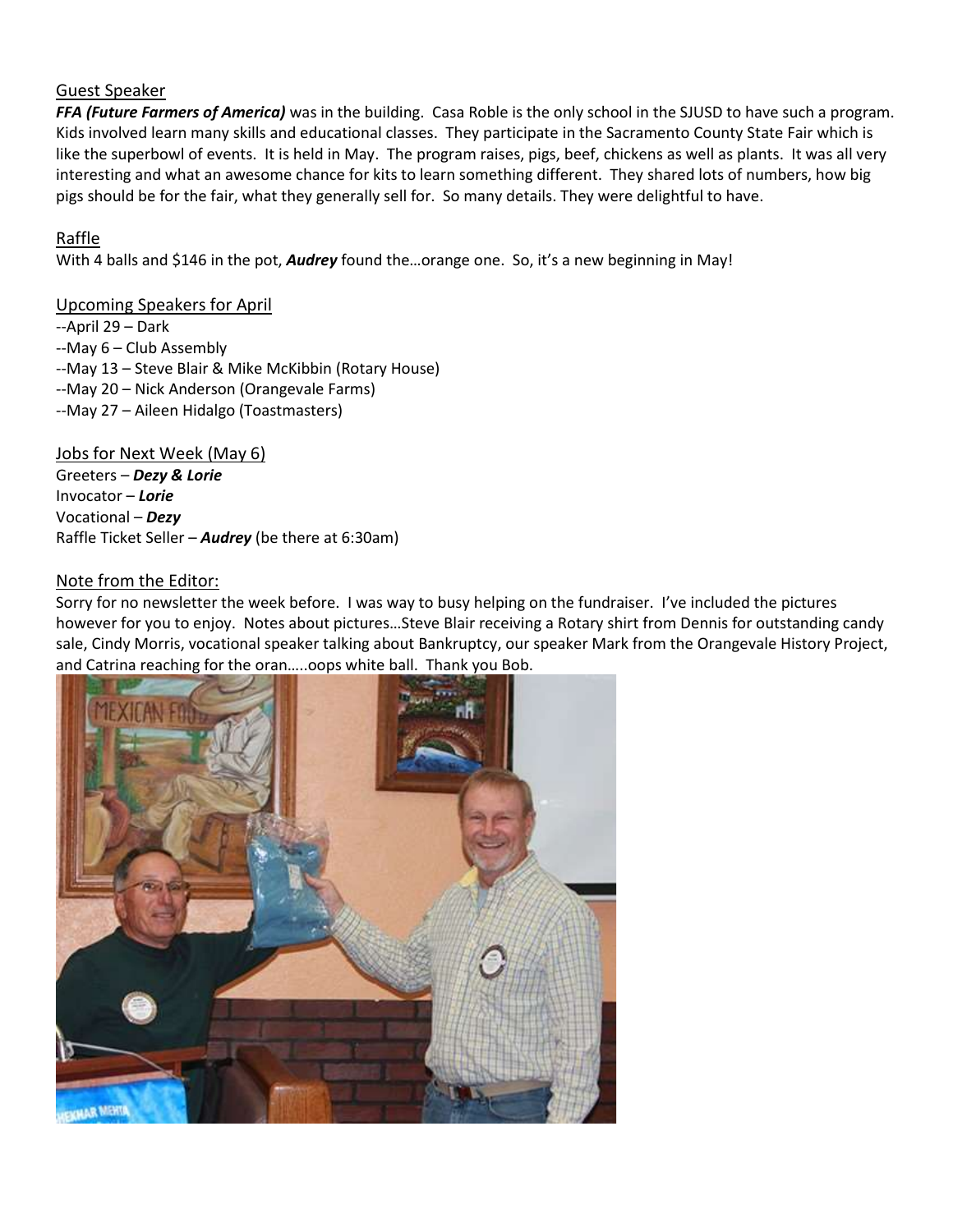## Guest Speaker

***FFA (Future Farmers of America)*** was in the building. Casa Roble is the only school in the SJUSD to have such a program. Kids involved learn many skills and educational classes. They participate in the Sacramento County State Fair which is like the superbowl of events. It is held in May. The program raises, pigs, beef, chickens as well as plants. It was all very interesting and what an awesome chance for kits to learn something different. They shared lots of numbers, how big pigs should be for the fair, what they generally sell for. So many details. They were delightful to have.

## Raffle

With 4 balls and $146 in the pot, ***Audrey*** found the…orange one. So, it's a new beginning in May!

## Upcoming Speakers for April

--April 29 – Dark
--May 6 – Club Assembly
--May 13 – Steve Blair & Mike McKibbin (Rotary House)
--May 20 – Nick Anderson (Orangevale Farms)
--May 27 – Aileen Hidalgo (Toastmasters)

## Jobs for Next Week (May 6)

Greeters – ***Dezy & Lorie***
Invocator – ***Lorie***
Vocational – ***Dezy***
Raffle Ticket Seller – ***Audrey*** (be there at 6:30am)

## Note from the Editor:

Sorry for no newsletter the week before. I was way to busy helping on the fundraiser. I've included the pictures however for you to enjoy. Notes about pictures…Steve Blair receiving a Rotary shirt from Dennis for outstanding candy sale, Cindy Morris, vocational speaker talking about Bankruptcy, our speaker Mark from the Orangevale History Project, and Catrina reaching for the oran…..oops white ball. Thank you Bob.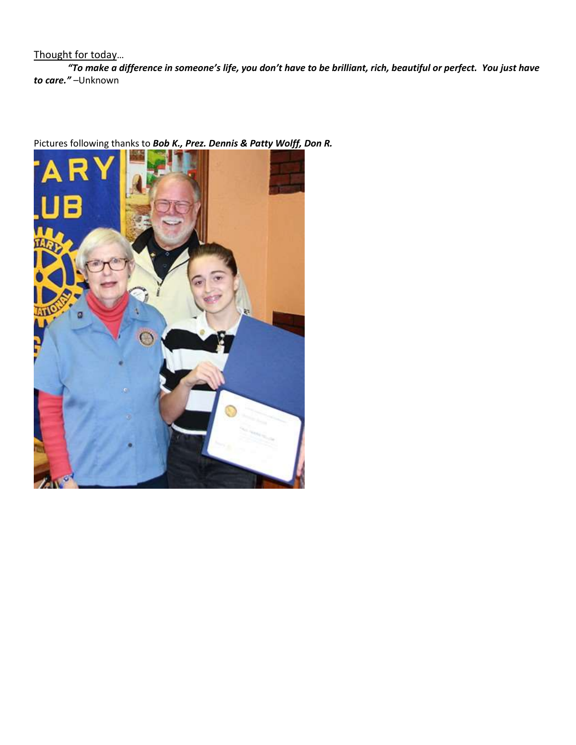<u>Thought for today</u>…

***"To make a difference in someone's life, you don't have to be brilliant, rich, beautiful or perfect. You just have to care."*** –Unknown

Pictures following thanks to ***Bob K., Prez. Dennis & Patty Wolff, Don R.***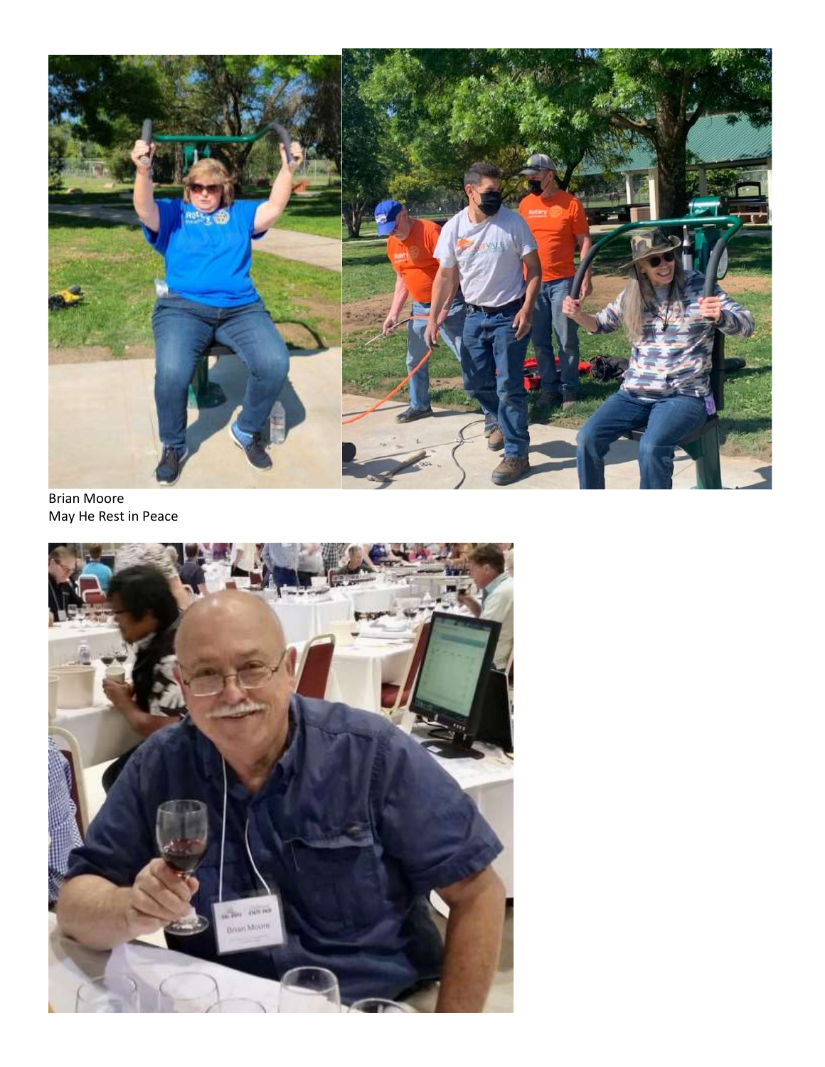Brian Moore
May He Rest in Peace